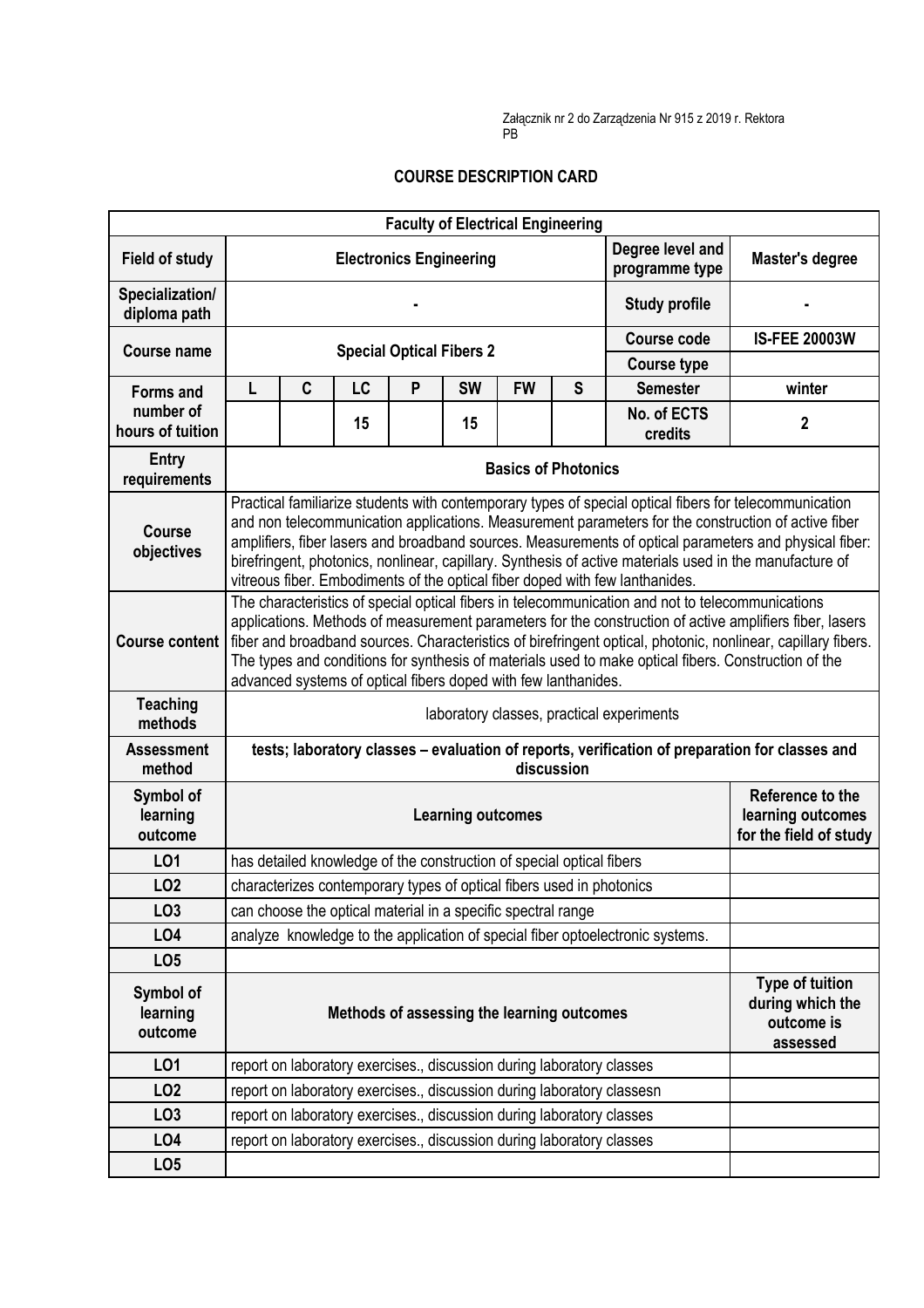Załącznik nr 2 do Zarządzenia Nr 915 z 2019 r. Rektora PB

# COURSE DESCRIPTION CARD

| Faculty of Electrical Engineering | | | | | | | | | |
|---|---|---|---|---|---|---|---|---|---|
| **Field of study** | **Electronics Engineering** | | | | | | | **Degree level and programme type** | **Master's degree** |
| **Specialization/ diploma path** | **-** | | | | | | | **Study profile** | **-** |
| **Course name** | **Special Optical Fibers 2** | | | | | | | **Course code** | **IS-FEE 20003W** |
| | | | | | | | | **Course type** | |
| **Forms and number of hours of tuition** | **L** | **C** | **LC** | **P** | **SW** | **FW** | **S** | **Semester** | **winter** |
| | | | 15 | | 15 | | | **No. of ECTS credits** | **2** |
| **Entry requirements** | **Basics of Photonics** | | | | | | | | |
| **Course objectives** | Practical familiarize students with contemporary types of special optical fibers for telecommunication and non telecommunication applications. Measurement parameters for the construction of active fiber amplifiers, fiber lasers and broadband sources. Measurements of optical parameters and physical fiber: birefringent, photonics, nonlinear, capillary. Synthesis of active materials used in the manufacture of vitreous fiber. Embodiments of the optical fiber doped with few lanthanides. | | | | | | | | |
| **Course content** | The characteristics of special optical fibers in telecommunication and not to telecommunications applications. Methods of measurement parameters for the construction of active amplifiers fiber, lasers fiber and broadband sources. Characteristics of birefringent optical, photonic, nonlinear, capillary fibers. The types and conditions for synthesis of materials used to make optical fibers. Construction of the advanced systems of optical fibers doped with few lanthanides. | | | | | | | | |
| **Teaching methods** | laboratory classes, practical experiments | | | | | | | | |
| **Assessment method** | **tests; laboratory classes – evaluation of reports, verification of preparation for classes and discussion** | | | | | | | | |
| **Symbol of learning outcome** | **Learning outcomes** | | | | | | | | **Reference to the learning outcomes for the field of study** |
| **LO1** | has detailed knowledge of the construction of special optical fibers | | | | | | | | |
| **LO2** | characterizes contemporary types of optical fibers used in photonics | | | | | | | | |
| **LO3** | can choose the optical material in a specific spectral range | | | | | | | | |
| **LO4** | analyze knowledge to the application of special fiber optoelectronic systems. | | | | | | | | |
| **LO5** | | | | | | | | | |
| **Symbol of learning outcome** | **Methods of assessing the learning outcomes** | | | | | | | | **Type of tuition during which the outcome is assessed** |
| **LO1** | report on laboratory exercises., discussion during laboratory classes | | | | | | | | |
| **LO2** | report on laboratory exercises., discussion during laboratory classesn | | | | | | | | |
| **LO3** | report on laboratory exercises., discussion during laboratory classes | | | | | | | | |
| **LO4** | report on laboratory exercises., discussion during laboratory classes | | | | | | | | |
| **LO5** | | | | | | | | | |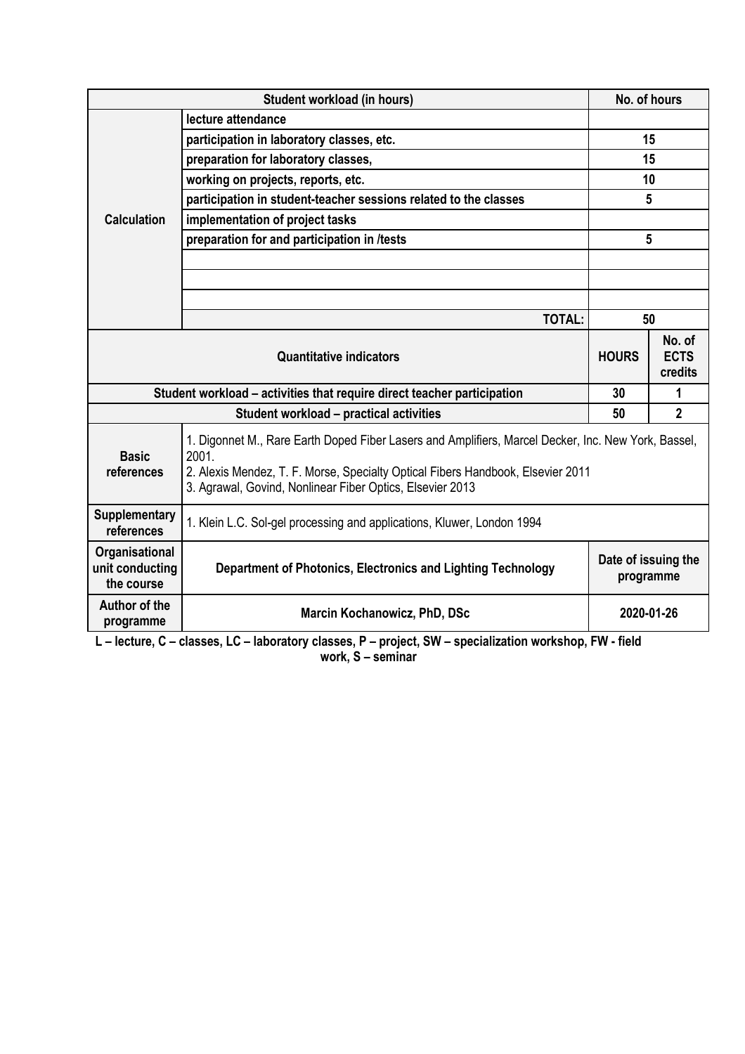| Student workload (in hours) | | No. of hours | |
|---|---|---|---|
| Calculation | lecture attendance | | |
| | participation in laboratory classes, etc. | 15 | |
| | preparation for laboratory classes, | 15 | |
| | working on projects, reports, etc. | 10 | |
| | participation in student-teacher sessions related to the classes | 5 | |
| | implementation of project tasks | | |
| | preparation for and participation in /tests | 5 | |
| | | | |
| | | | |
| | | | |
| | TOTAL: | 50 | |
| Quantitative indicators | | HOURS | No. of ECTS credits |
| Student workload – activities that require direct teacher participation | | 30 | 1 |
| Student workload – practical activities | | 50 | 2 |
| Basic references | 1. Digonnet M., Rare Earth Doped Fiber Lasers and Amplifiers, Marcel Decker, Inc. New York, Bassel, 2001.<br>2. Alexis Mendez, T. F. Morse, Specialty Optical Fibers Handbook, Elsevier 2011<br>3. Agrawal, Govind, Nonlinear Fiber Optics, Elsevier 2013 | | |
| Supplementary references | 1. Klein L.C. Sol-gel processing and applications, Kluwer, London 1994 | | |
| Organisational unit conducting the course | Department of Photonics, Electronics and Lighting Technology | Date of issuing the programme | |
| Author of the programme | Marcin Kochanowicz, PhD, DSc | 2020-01-26 | |

**L – lecture, C – classes, LC – laboratory classes, P – project, SW – specialization workshop, FW - field work, S – seminar**